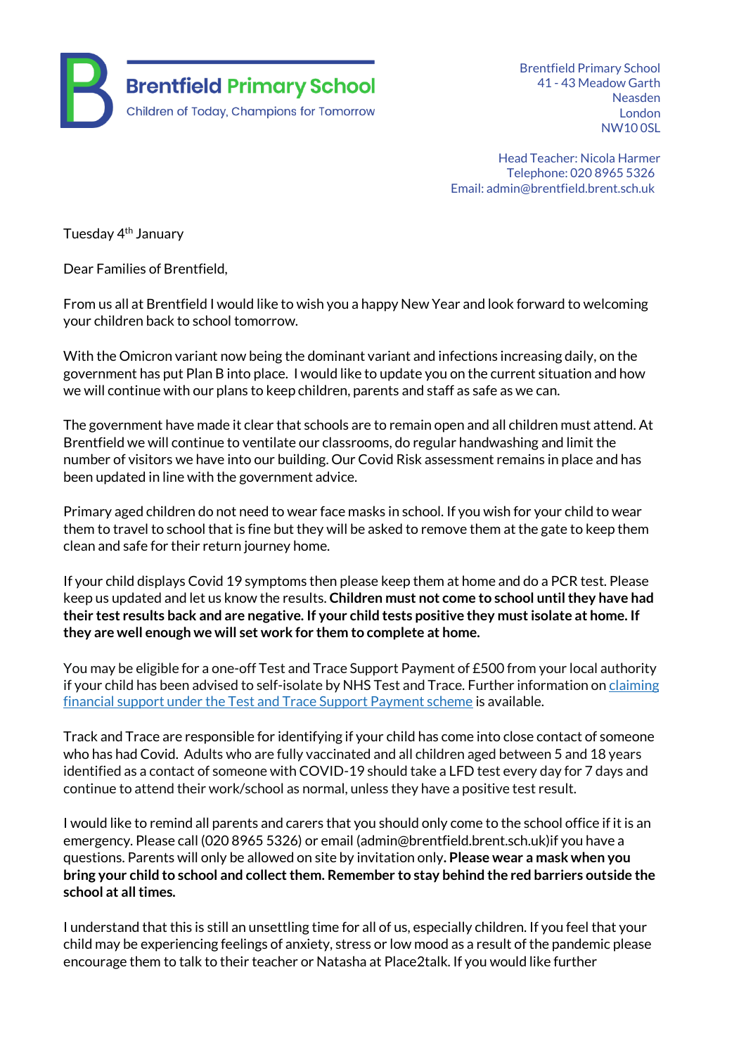**Brentfield Primary School**
Children of Today, Champions for Tomorrow

Brentfield Primary School
41 - 43 Meadow Garth
Neasden
London
NW10 0SL

Head Teacher: Nicola Harmer
Telephone: 020 8965 5326
Email: admin@brentfield.brent.sch.uk

Tuesday 4th January

Dear Families of Brentfield,

From us all at Brentfield I would like to wish you a happy New Year and look forward to welcoming your children back to school tomorrow.

With the Omicron variant now being the dominant variant and infections increasing daily, on the government has put Plan B into place. I would like to update you on the current situation and how we will continue with our plans to keep children, parents and staff as safe as we can.

The government have made it clear that schools are to remain open and all children must attend. At Brentfield we will continue to ventilate our classrooms, do regular handwashing and limit the number of visitors we have into our building. Our Covid Risk assessment remains in place and has been updated in line with the government advice.

Primary aged children do not need to wear face masks in school. If you wish for your child to wear them to travel to school that is fine but they will be asked to remove them at the gate to keep them clean and safe for their return journey home.

If your child displays Covid 19 symptoms then please keep them at home and do a PCR test. Please keep us updated and let us know the results. **Children must not come to school until they have had their test results back and are negative. If your child tests positive they must isolate at home. If they are well enough we will set work for them to complete at home.**

You may be eligible for a one-off Test and Trace Support Payment of £500 from your local authority if your child has been advised to self-isolate by NHS Test and Trace. Further information on claiming financial support under the Test and Trace Support Payment scheme is available.

Track and Trace are responsible for identifying if your child has come into close contact of someone who has had Covid. Adults who are fully vaccinated and all children aged between 5 and 18 years identified as a contact of someone with COVID-19 should take a LFD test every day for 7 days and continue to attend their work/school as normal, unless they have a positive test result.

I would like to remind all parents and carers that you should only come to the school office if it is an emergency. Please call (020 8965 5326) or email (admin@brentfield.brent.sch.uk)if you have a questions. Parents will only be allowed on site by invitation only**. Please wear a mask when you bring your child to school and collect them. Remember to stay behind the red barriers outside the school at all times.**

I understand that this is still an unsettling time for all of us, especially children. If you feel that your child may be experiencing feelings of anxiety, stress or low mood as a result of the pandemic please encourage them to talk to their teacher or Natasha at Place2talk. If you would like further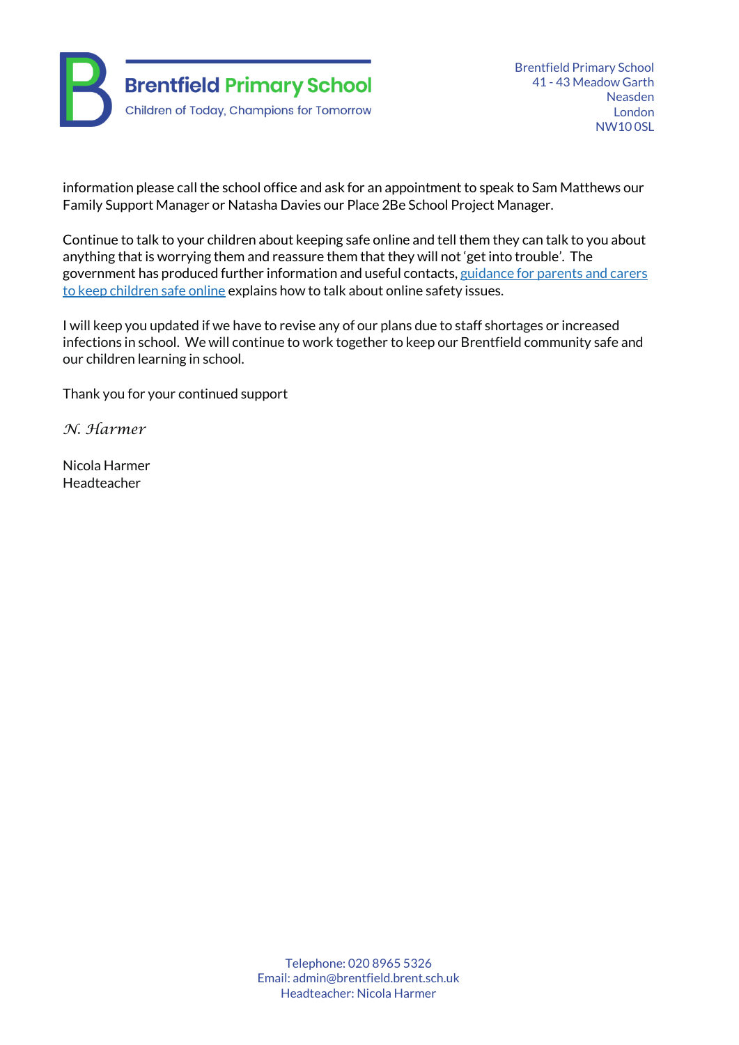information please call the school office and ask for an appointment to speak to Sam Matthews our Family Support Manager or Natasha Davies our Place 2Be School Project Manager.

Continue to talk to your children about keeping safe online and tell them they can talk to you about anything that is worrying them and reassure them that they will not 'get into trouble'. The government has produced further information and useful contacts, [guidance for parents and carers to keep children safe online] explains how to talk about online safety issues.

I will keep you updated if we have to revise any of our plans due to staff shortages or increased infections in school. We will continue to work together to keep our Brentfield community safe and our children learning in school.

Thank you for your continued support

*N. Harmer*

Nicola Harmer
Headteacher